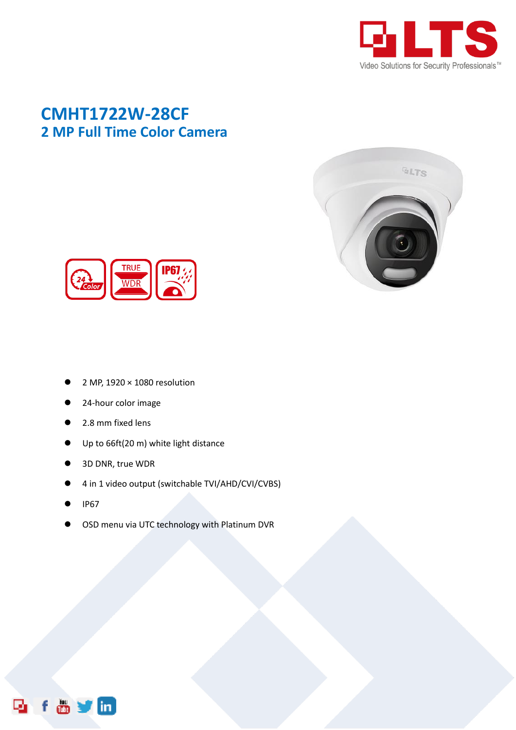# CMHT1722W-28CF

## 2 MP Full Time Color Camera

- 2 MP, 1920 × 1080 resolution
- 24-hour color image
- 2.8 mm fixed lens
- Up to 66ft(20 m) white light distance
- 3D DNR, true WDR
- 4 in 1 video output (switchable TVI/AHD/CVI/CVBS)
- IP67
- OSD menu via UTC technology with Platinum DVR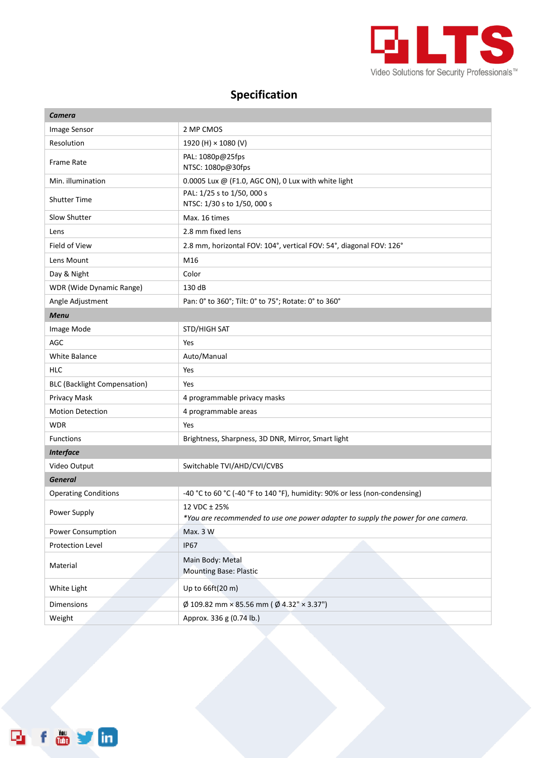## Specification

| **Camera** | |
|---|---|
| Image Sensor | 2 MP CMOS |
| Resolution | 1920 (H) × 1080 (V) |
| Frame Rate | PAL: 1080p@25fps<br>NTSC: 1080p@30fps |
| Min. illumination | 0.0005 Lux @ (F1.0, AGC ON), 0 Lux with white light |
| Shutter Time | PAL: 1/25 s to 1/50, 000 s<br>NTSC: 1/30 s to 1/50, 000 s |
| Slow Shutter | Max. 16 times |
| Lens | 2.8 mm fixed lens |
| Field of View | 2.8 mm, horizontal FOV: 104°, vertical FOV: 54°, diagonal FOV: 126° |
| Lens Mount | M16 |
| Day & Night | Color |
| WDR (Wide Dynamic Range) | 130 dB |
| Angle Adjustment | Pan: 0° to 360°; Tilt: 0° to 75°; Rotate: 0° to 360° |
| **Menu** | |
| Image Mode | STD/HIGH SAT |
| AGC | Yes |
| White Balance | Auto/Manual |
| HLC | Yes |
| BLC (Backlight Compensation) | Yes |
| Privacy Mask | 4 programmable privacy masks |
| Motion Detection | 4 programmable areas |
| WDR | Yes |
| Functions | Brightness, Sharpness, 3D DNR, Mirror, Smart light |
| **Interface** | |
| Video Output | Switchable TVI/AHD/CVI/CVBS |
| **General** | |
| Operating Conditions | -40 °C to 60 °C (-40 °F to 140 °F), humidity: 90% or less (non-condensing) |
| Power Supply | 12 VDC ± 25%<br>*You are recommended to use one power adapter to supply the power for one camera.* |
| Power Consumption | Max. 3 W |
| Protection Level | IP67 |
| Material | Main Body: Metal<br>Mounting Base: Plastic |
| White Light | Up to 66ft(20 m) |
| Dimensions | Ø 109.82 mm × 85.56 mm ( Ø 4.32" × 3.37") |
| Weight | Approx. 336 g (0.74 lb.) |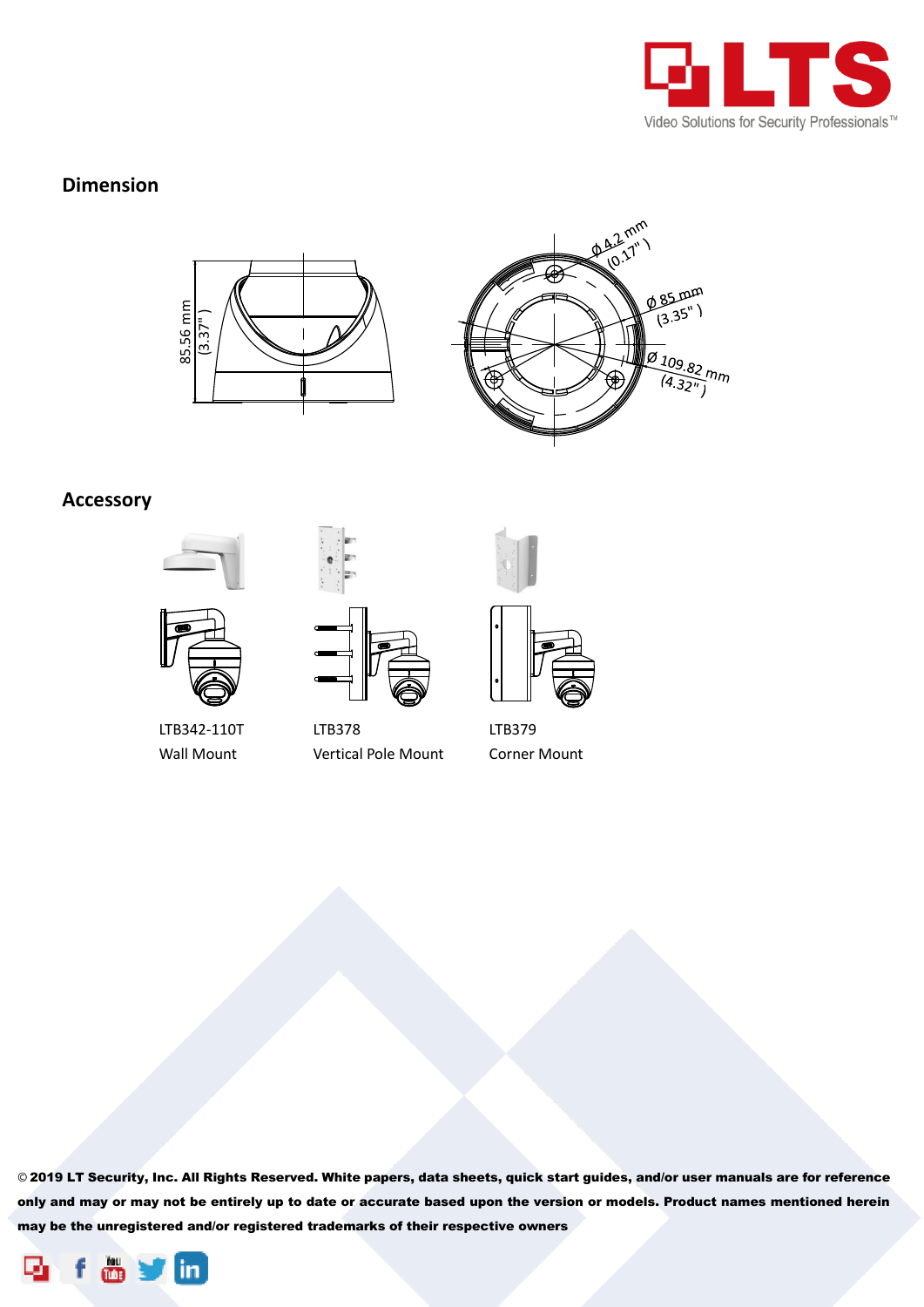## Dimension

85.56 mm
(3.37")

Ø 4.2 mm
(0.17")

Ø 85 mm
(3.35")

Ø 109.82 mm
(4.32")

## Accessory

LTB342-110T
Wall Mount

LTB378
Vertical Pole Mount

LTB379
Corner Mount

**© 2019 LT Security, Inc. All Rights Reserved. White papers, data sheets, quick start guides, and/or user manuals are for reference only and may or may not be entirely up to date or accurate based upon the version or models. Product names mentioned herein may be the unregistered and/or registered trademarks of their respective owners**